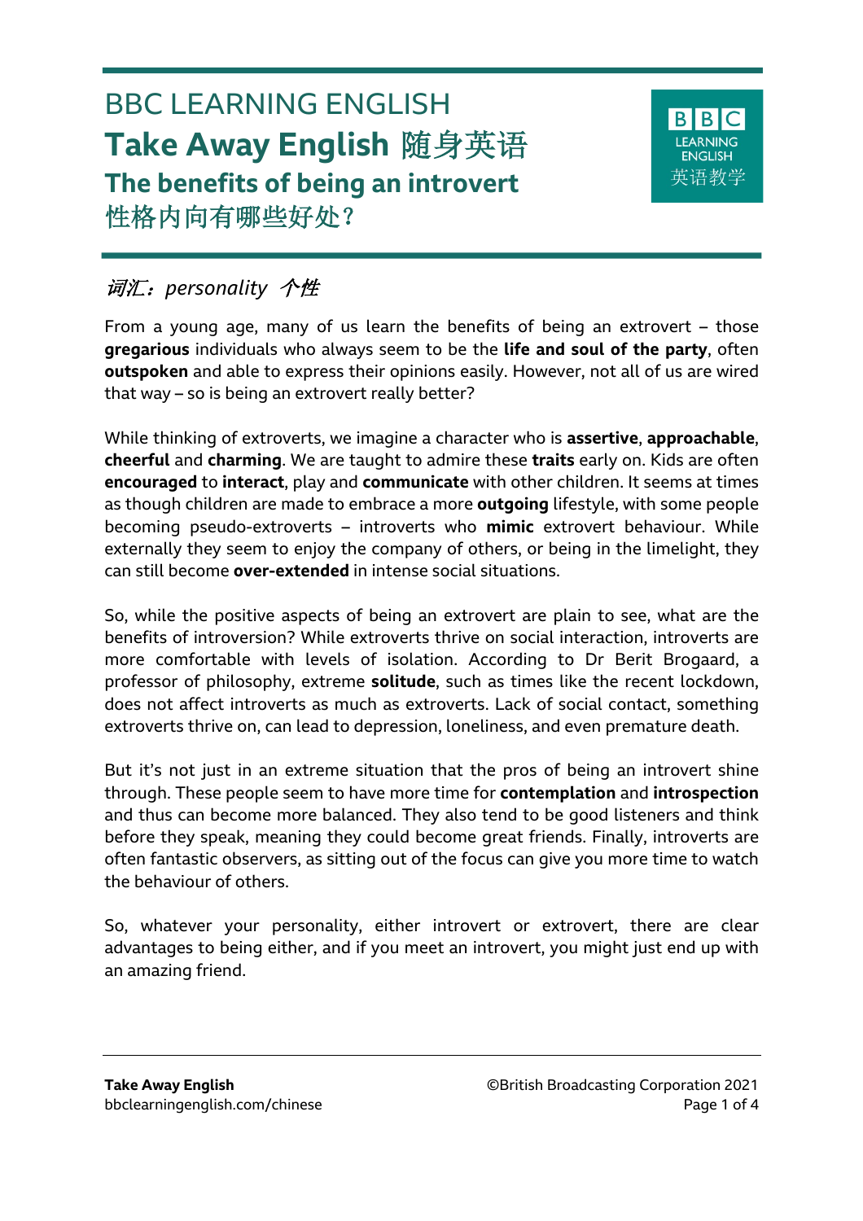BBC LEARNING ENGLISH

# Take Away English 随身英语

## The benefits of being an introvert

## 性格内向有哪些好处？

*词汇：personality 个性*

From a young age, many of us learn the benefits of being an extrovert – those **gregarious** individuals who always seem to be the **life and soul of the party**, often **outspoken** and able to express their opinions easily. However, not all of us are wired that way – so is being an extrovert really better?

While thinking of extroverts, we imagine a character who is **assertive**, **approachable**, **cheerful** and **charming**. We are taught to admire these **traits** early on. Kids are often **encouraged** to **interact**, play and **communicate** with other children. It seems at times as though children are made to embrace a more **outgoing** lifestyle, with some people becoming pseudo-extroverts – introverts who **mimic** extrovert behaviour. While externally they seem to enjoy the company of others, or being in the limelight, they can still become **over-extended** in intense social situations.

So, while the positive aspects of being an extrovert are plain to see, what are the benefits of introversion? While extroverts thrive on social interaction, introverts are more comfortable with levels of isolation. According to Dr Berit Brogaard, a professor of philosophy, extreme **solitude**, such as times like the recent lockdown, does not affect introverts as much as extroverts. Lack of social contact, something extroverts thrive on, can lead to depression, loneliness, and even premature death.

But it's not just in an extreme situation that the pros of being an introvert shine through. These people seem to have more time for **contemplation** and **introspection** and thus can become more balanced. They also tend to be good listeners and think before they speak, meaning they could become great friends. Finally, introverts are often fantastic observers, as sitting out of the focus can give you more time to watch the behaviour of others.

So, whatever your personality, either introvert or extrovert, there are clear advantages to being either, and if you meet an introvert, you might just end up with an amazing friend.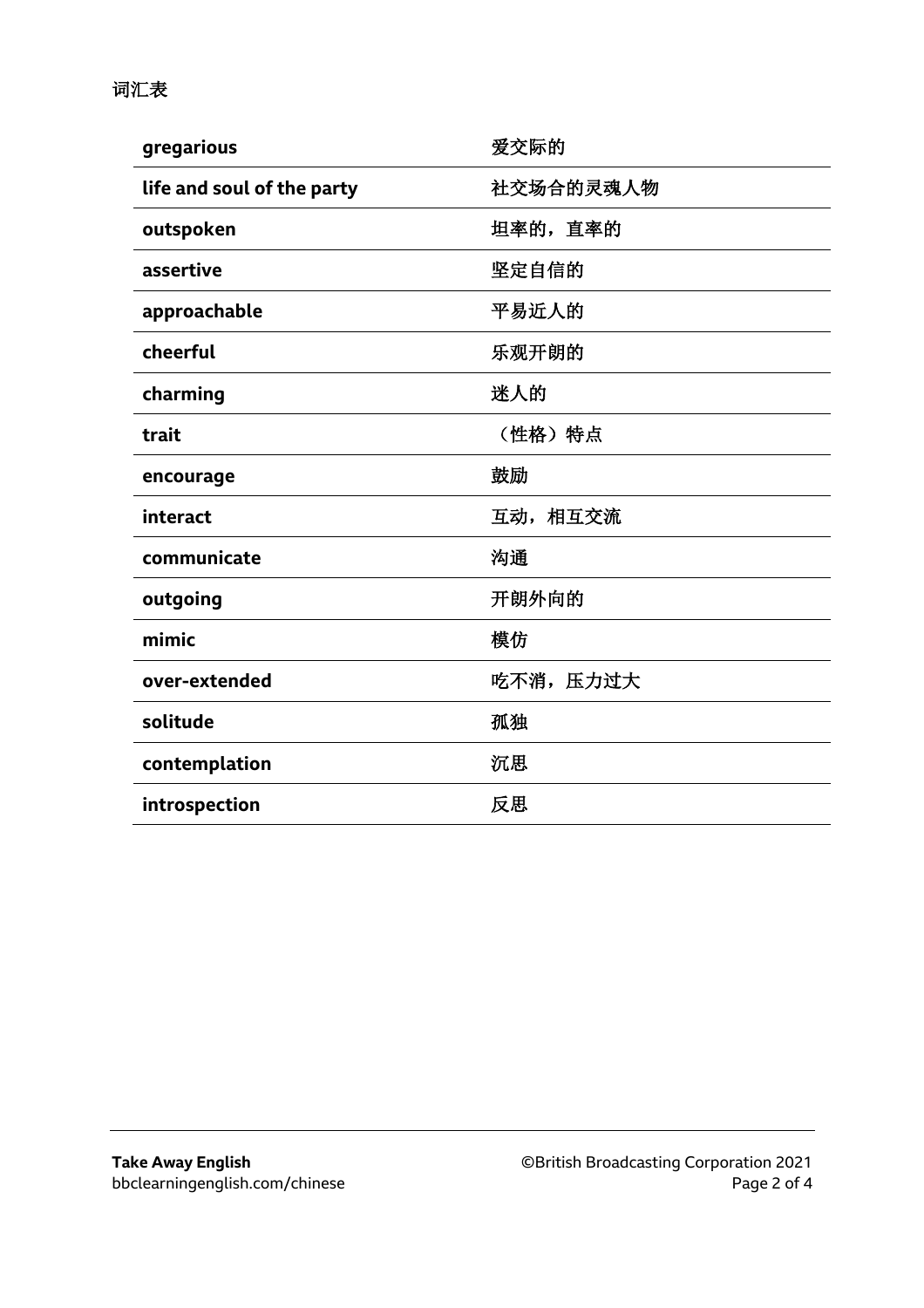词汇表

| | |
|---|---|
| **gregarious** | 爱交际的 |
| **life and soul of the party** | 社交场合的灵魂人物 |
| **outspoken** | 坦率的，直率的 |
| **assertive** | 坚定自信的 |
| **approachable** | 平易近人的 |
| **cheerful** | 乐观开朗的 |
| **charming** | 迷人的 |
| **trait** | （性格）特点 |
| **encourage** | 鼓励 |
| **interact** | 互动，相互交流 |
| **communicate** | 沟通 |
| **outgoing** | 开朗外向的 |
| **mimic** | 模仿 |
| **over-extended** | 吃不消，压力过大 |
| **solitude** | 孤独 |
| **contemplation** | 沉思 |
| **introspection** | 反思 |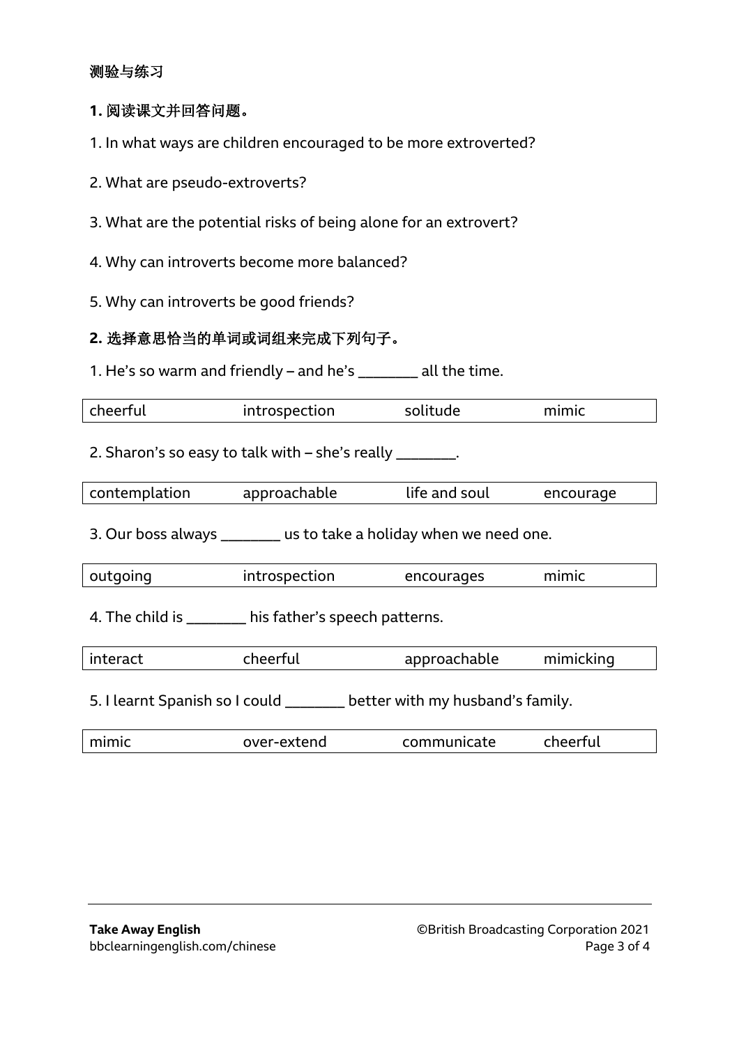**测验与练习**

**1.** **阅读课文并回答问题。**

1. In what ways are children encouraged to be more extroverted?

2. What are pseudo-extroverts?

3. What are the potential risks of being alone for an extrovert?

4. Why can introverts become more balanced?

5. Why can introverts be good friends?

**2.** **选择意思恰当的单词或词组来完成下列句子。**

1. He's so warm and friendly – and he's ________ all the time.

| cheerful | introspection | solitude | mimic |
|---|---|---|---|

2. Sharon's so easy to talk with – she's really ________.

| contemplation | approachable | life and soul | encourage |
|---|---|---|---|

3. Our boss always ________ us to take a holiday when we need one.

| outgoing | introspection | encourages | mimic |
|---|---|---|---|

4. The child is ________ his father's speech patterns.

| interact | cheerful | approachable | mimicking |
|---|---|---|---|

5. I learnt Spanish so I could ________ better with my husband's family.

| mimic | over-extend | communicate | cheerful |
|---|---|---|---|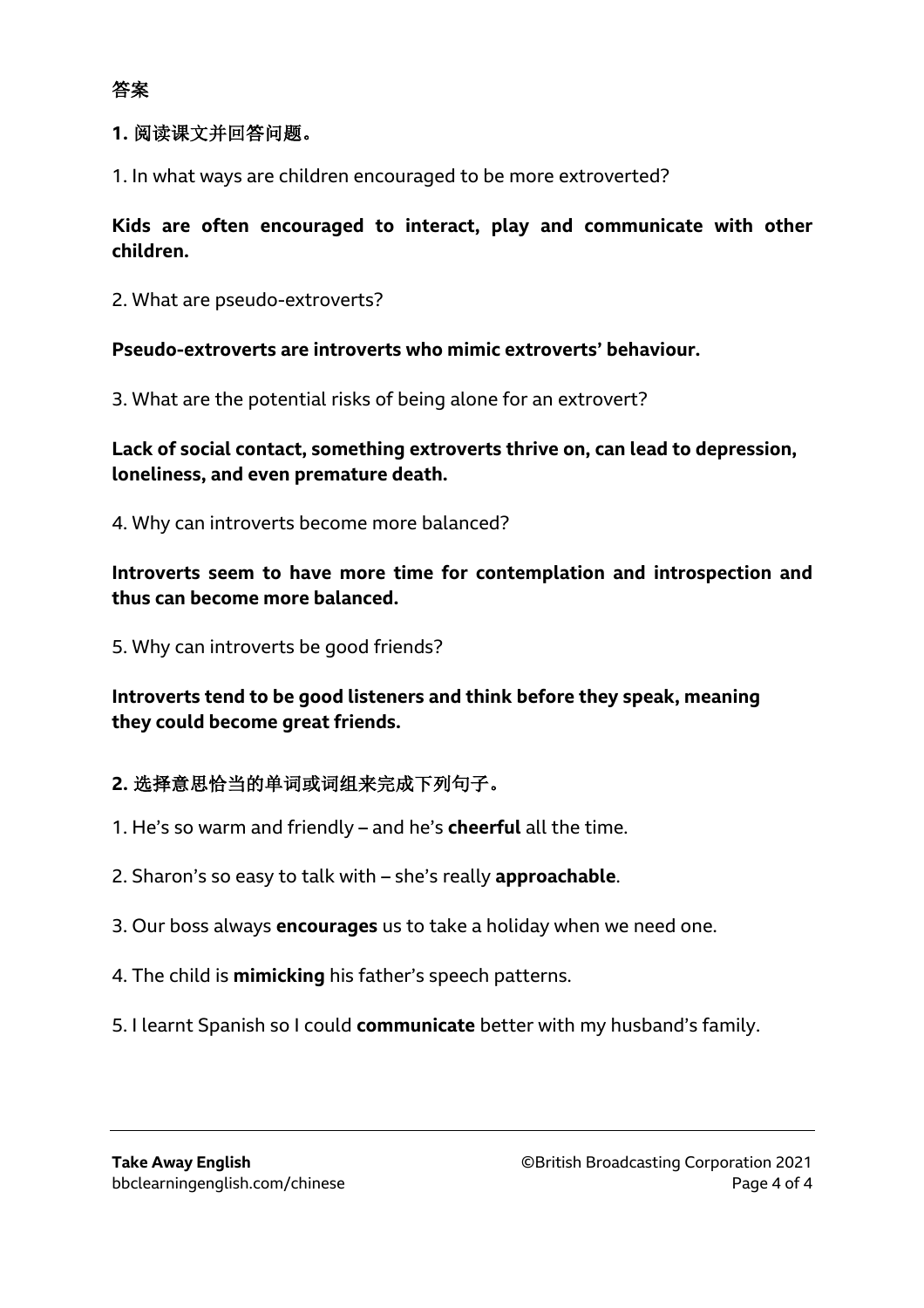答案

**1.** **阅读课文并回答问题。**

1. In what ways are children encouraged to be more extroverted?

**Kids are often encouraged to interact, play and communicate with other children.**

2. What are pseudo-extroverts?

**Pseudo-extroverts are introverts who mimic extroverts' behaviour.**

3. What are the potential risks of being alone for an extrovert?

**Lack of social contact, something extroverts thrive on, can lead to depression, loneliness, and even premature death.**

4. Why can introverts become more balanced?

**Introverts seem to have more time for contemplation and introspection and thus can become more balanced.**

5. Why can introverts be good friends?

**Introverts tend to be good listeners and think before they speak, meaning they could become great friends.**

**2.** **选择意思恰当的单词或词组来完成下列句子。**

1. He's so warm and friendly – and he's **cheerful** all the time.

2. Sharon's so easy to talk with – she's really **approachable**.

3. Our boss always **encourages** us to take a holiday when we need one.

4. The child is **mimicking** his father's speech patterns.

5. I learnt Spanish so I could **communicate** better with my husband's family.